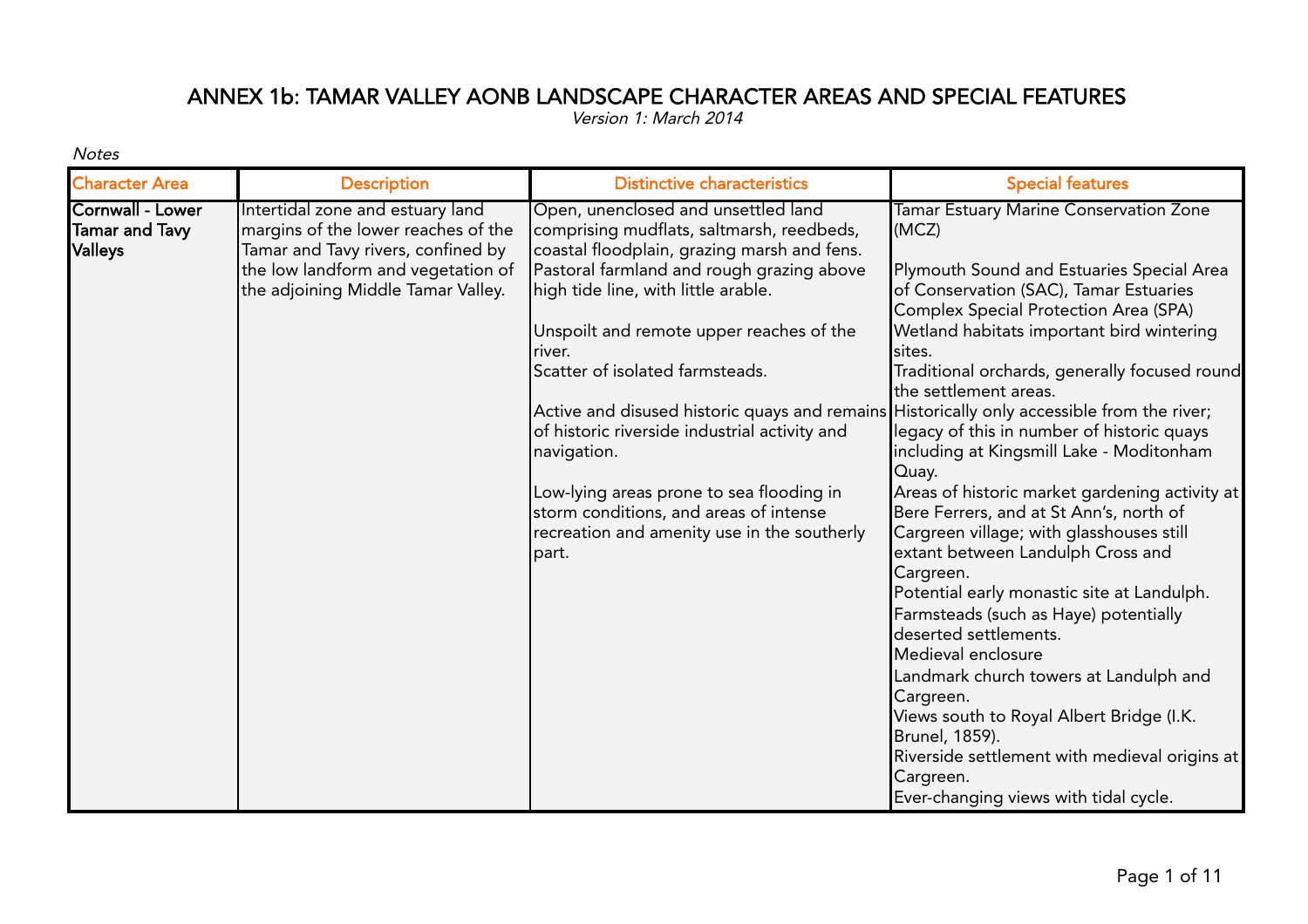# ANNEX 1b: TAMAR VALLEY AONB LANDSCAPE CHARACTER AREAS AND SPECIAL FEATURES

*Version 1: March 2014*

*Notes*

| Character Area | Description | Distinctive characteristics | Special features |
|---|---|---|---|
| **Cornwall - Lower Tamar and Tavy Valleys** | Intertidal zone and estuary land margins of the lower reaches of the Tamar and Tavy rivers, confined by the low landform and vegetation of the adjoining Middle Tamar Valley. | Open, unenclosed and unsettled land comprising mudflats, saltmarsh, reedbeds, coastal floodplain, grazing marsh and fens. Pastoral farmland and rough grazing above high tide line, with little arable.<br><br>Unspoilt and remote upper reaches of the river.<br>Scatter of isolated farmsteads.<br><br>Active and disused historic quays and remains of historic riverside industrial activity and navigation.<br><br>Low-lying areas prone to sea flooding in storm conditions, and areas of intense recreation and amenity use in the southerly part. | Tamar Estuary Marine Conservation Zone (MCZ)<br><br>Plymouth Sound and Estuaries Special Area of Conservation (SAC), Tamar Estuaries Complex Special Protection Area (SPA)<br>Wetland habitats important bird wintering sites.<br>Traditional orchards, generally focused round the settlement areas.<br>Historically only accessible from the river; legacy of this in number of historic quays including at Kingsmill Lake - Moditonham Quay.<br>Areas of historic market gardening activity at Bere Ferrers, and at St Ann's, north of Cargreen village; with glasshouses still extant between Landulph Cross and Cargreen.<br>Potential early monastic site at Landulph.<br>Farmsteads (such as Haye) potentially deserted settlements.<br>Medieval enclosure<br>Landmark church towers at Landulph and Cargreen.<br>Views south to Royal Albert Bridge (I.K. Brunel, 1859).<br>Riverside settlement with medieval origins at Cargreen.<br>Ever-changing views with tidal cycle. |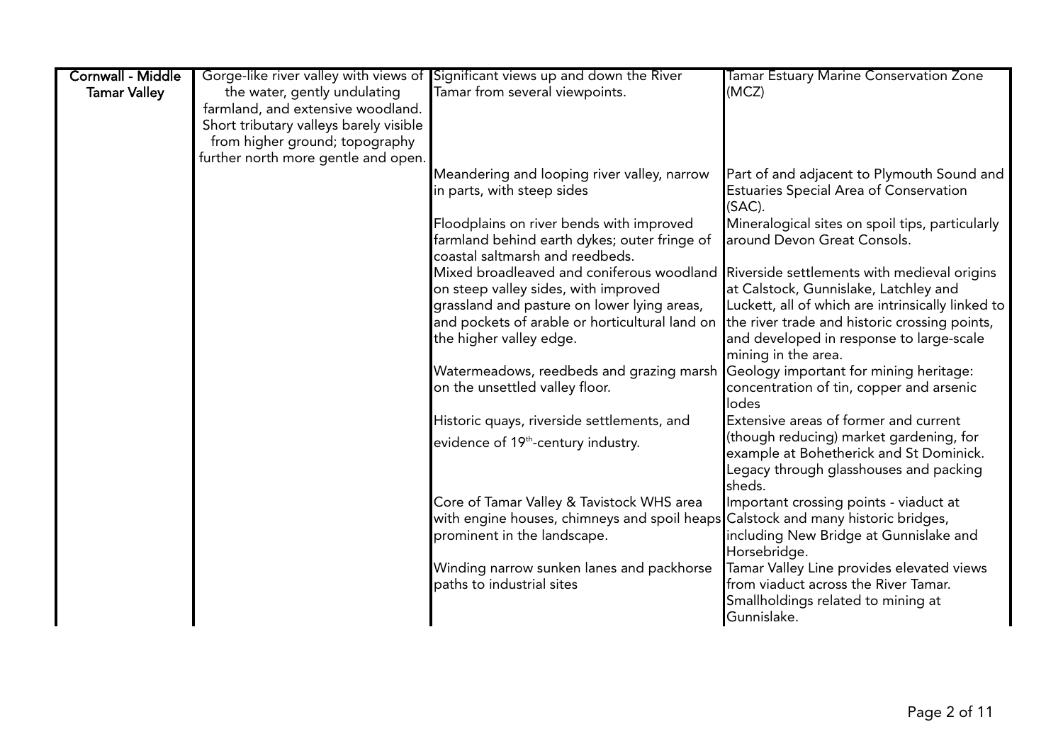| | | | |
|---|---|---|---|
| **Cornwall - Middle Tamar Valley** | Gorge-like river valley with views of the water, gently undulating farmland, and extensive woodland. Short tributary valleys barely visible from higher ground; topography further north more gentle and open. | Significant views up and down the River Tamar from several viewpoints. | Tamar Estuary Marine Conservation Zone (MCZ) |
| | | Meandering and looping river valley, narrow in parts, with steep sides | Part of and adjacent to Plymouth Sound and Estuaries Special Area of Conservation (SAC). |
| | | Floodplains on river bends with improved farmland behind earth dykes; outer fringe of coastal saltmarsh and reedbeds. | Mineralogical sites on spoil tips, particularly around Devon Great Consols. |
| | | Mixed broadleaved and coniferous woodland on steep valley sides, with improved grassland and pasture on lower lying areas, and pockets of arable or horticultural land on the higher valley edge. | Riverside settlements with medieval origins at Calstock, Gunnislake, Latchley and Luckett, all of which are intrinsically linked to the river trade and historic crossing points, and developed in response to large-scale mining in the area. |
| | | Watermeadows, reedbeds and grazing marsh on the unsettled valley floor. | Geology important for mining heritage: concentration of tin, copper and arsenic lodes |
| | | Historic quays, riverside settlements, and evidence of 19th-century industry. | Extensive areas of former and current (though reducing) market gardening, for example at Bohetherick and St Dominick. Legacy through glasshouses and packing sheds. |
| | | Core of Tamar Valley & Tavistock WHS area with engine houses, chimneys and spoil heaps prominent in the landscape. | Important crossing points - viaduct at Calstock and many historic bridges, including New Bridge at Gunnislake and Horsebridge. |
| | | Winding narrow sunken lanes and packhorse paths to industrial sites | Tamar Valley Line provides elevated views from viaduct across the River Tamar. Smallholdings related to mining at Gunnislake. |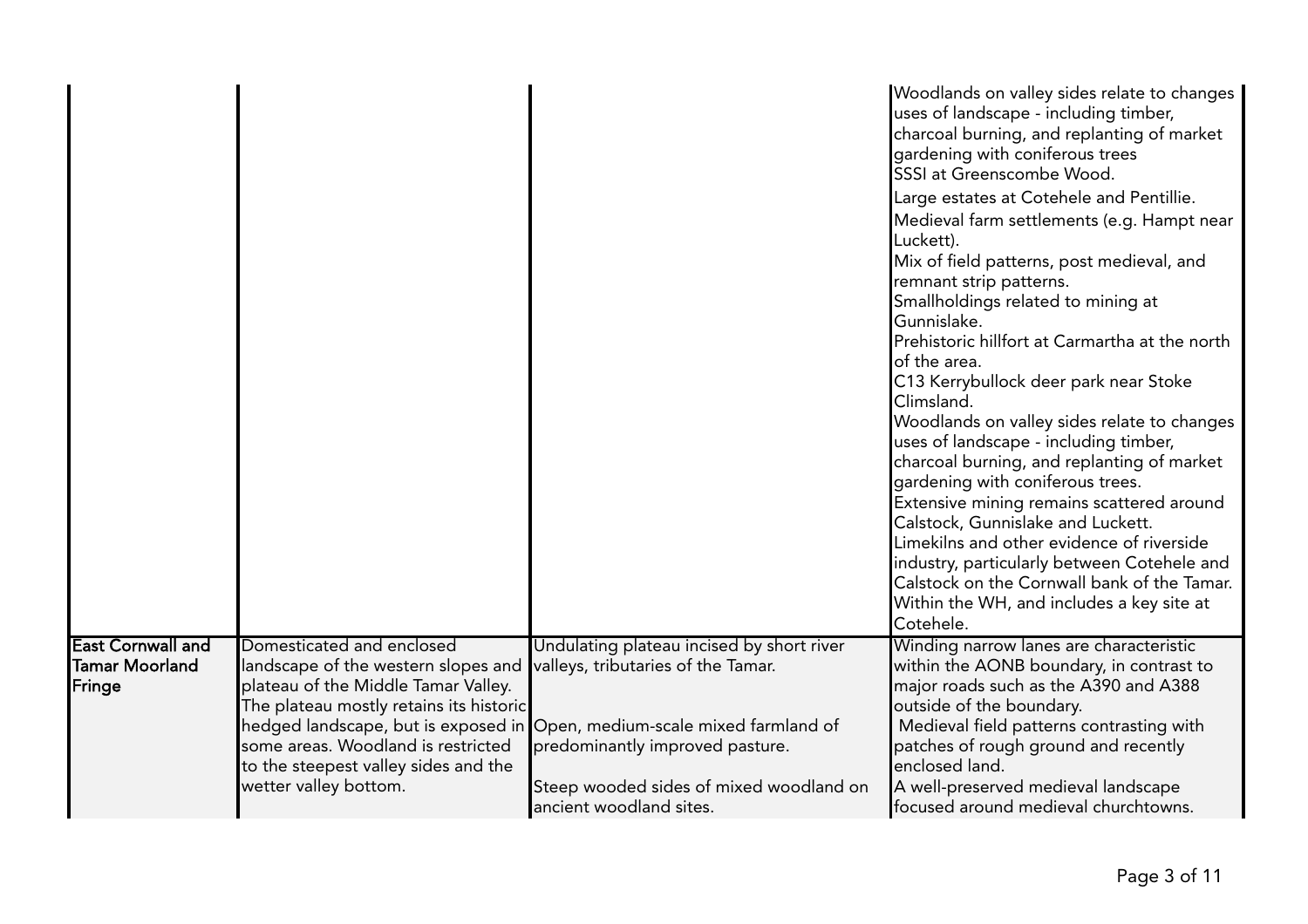| | | | |
|---|---|---|---|
| | | | Woodlands on valley sides relate to changes uses of landscape - including timber, charcoal burning, and replanting of market gardening with coniferous trees<br>SSSI at Greenscombe Wood.<br>Large estates at Cotehele and Pentillie.<br>Medieval farm settlements (e.g. Hampt near Luckett).<br>Mix of field patterns, post medieval, and remnant strip patterns.<br>Smallholdings related to mining at Gunnislake.<br>Prehistoric hillfort at Carmartha at the north of the area.<br>C13 Kerrybullock deer park near Stoke Climsland.<br>Woodlands on valley sides relate to changes uses of landscape - including timber, charcoal burning, and replanting of market gardening with coniferous trees.<br>Extensive mining remains scattered around Calstock, Gunnislake and Luckett.<br>Limekilns and other evidence of riverside industry, particularly between Cotehele and Calstock on the Cornwall bank of the Tamar.<br>Within the WH, and includes a key site at Cotehele. |
| **East Cornwall and Tamar Moorland Fringe** | Domesticated and enclosed landscape of the western slopes and plateau of the Middle Tamar Valley. The plateau mostly retains its historic hedged landscape, but is exposed in some areas. Woodland is restricted to the steepest valley sides and the wetter valley bottom. | Undulating plateau incised by short river valleys, tributaries of the Tamar.<br><br>Open, medium-scale mixed farmland of predominantly improved pasture.<br><br>Steep wooded sides of mixed woodland on ancient woodland sites. | Winding narrow lanes are characteristic within the AONB boundary, in contrast to major roads such as the A390 and A388 outside of the boundary.<br>Medieval field patterns contrasting with patches of rough ground and recently enclosed land.<br>A well-preserved medieval landscape focused around medieval churchtowns. |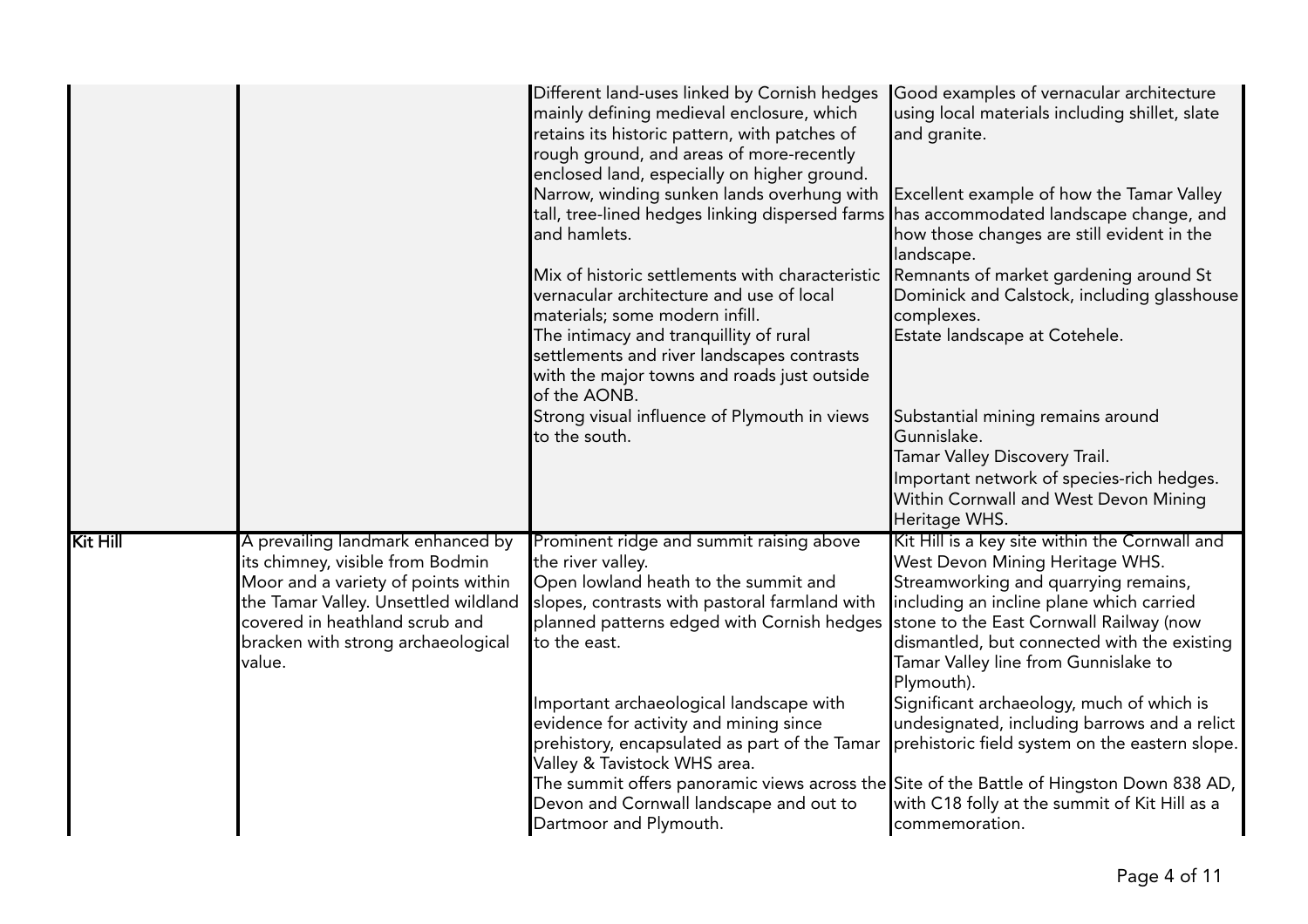| | | | |
|---|---|---|---|
| | | Different land-uses linked by Cornish hedges mainly defining medieval enclosure, which retains its historic pattern, with patches of rough ground, and areas of more-recently enclosed land, especially on higher ground.<br>Narrow, winding sunken lands overhung with tall, tree-lined hedges linking dispersed farms and hamlets.<br><br>Mix of historic settlements with characteristic vernacular architecture and use of local materials; some modern infill.<br>The intimacy and tranquillity of rural settlements and river landscapes contrasts with the major towns and roads just outside of the AONB.<br>Strong visual influence of Plymouth in views to the south. | Good examples of vernacular architecture using local materials including shillet, slate and granite.<br><br>Excellent example of how the Tamar Valley has accommodated landscape change, and how those changes are still evident in the landscape.<br>Remnants of market gardening around St Dominick and Calstock, including glasshouse complexes.<br>Estate landscape at Cotehele.<br><br>Substantial mining remains around Gunnislake.<br>Tamar Valley Discovery Trail.<br>Important network of species-rich hedges.<br>Within Cornwall and West Devon Mining Heritage WHS. |
| **Kit Hill** | A prevailing landmark enhanced by its chimney, visible from Bodmin Moor and a variety of points within the Tamar Valley. Unsettled wildland covered in heathland scrub and bracken with strong archaeological value. | Prominent ridge and summit raising above the river valley.<br>Open lowland heath to the summit and slopes, contrasts with pastoral farmland with planned patterns edged with Cornish hedges to the east.<br><br>Important archaeological landscape with evidence for activity and mining since prehistory, encapsulated as part of the Tamar Valley & Tavistock WHS area.<br>The summit offers panoramic views across the Devon and Cornwall landscape and out to Dartmoor and Plymouth. | Kit Hill is a key site within the Cornwall and West Devon Mining Heritage WHS.<br>Streamworking and quarrying remains, including an incline plane which carried stone to the East Cornwall Railway (now dismantled, but connected with the existing Tamar Valley line from Gunnislake to Plymouth).<br>Significant archaeology, much of which is undesignated, including barrows and a relict prehistoric field system on the eastern slope.<br><br>Site of the Battle of Hingston Down 838 AD, with C18 folly at the summit of Kit Hill as a commemoration. |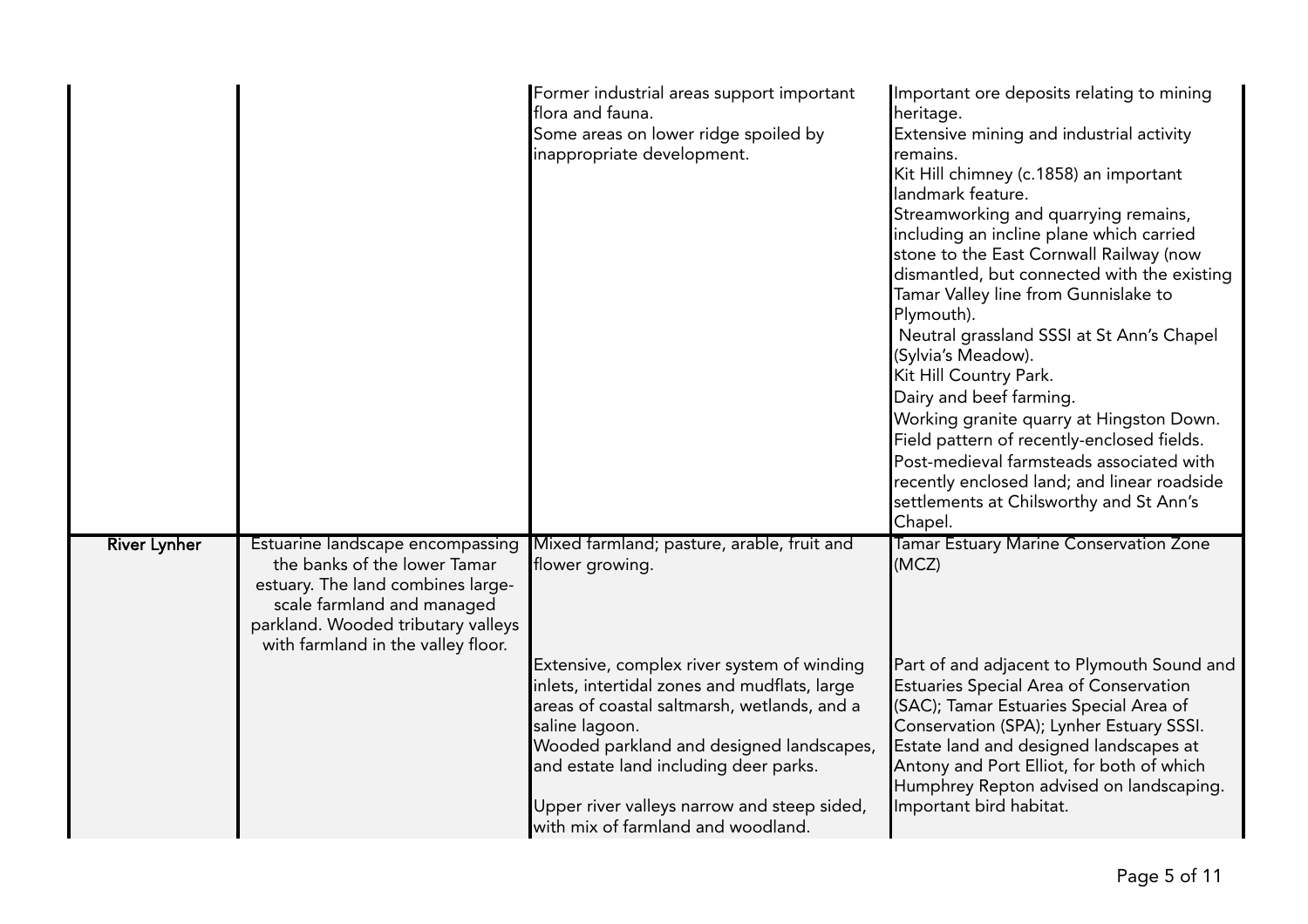| | | | |
|---|---|---|---|
| | | Former industrial areas support important flora and fauna.<br>Some areas on lower ridge spoiled by inappropriate development. | Important ore deposits relating to mining heritage.<br>Extensive mining and industrial activity remains.<br>Kit Hill chimney (c.1858) an important landmark feature.<br>Streamworking and quarrying remains, including an incline plane which carried stone to the East Cornwall Railway (now dismantled, but connected with the existing Tamar Valley line from Gunnislake to Plymouth).<br>Neutral grassland SSSI at St Ann's Chapel (Sylvia's Meadow).<br>Kit Hill Country Park.<br>Dairy and beef farming.<br>Working granite quarry at Hingston Down.<br>Field pattern of recently-enclosed fields.<br>Post-medieval farmsteads associated with recently enclosed land; and linear roadside settlements at Chilsworthy and St Ann's Chapel. |
| **River Lynher** | Estuarine landscape encompassing the banks of the lower Tamar estuary. The land combines large-scale farmland and managed parkland. Wooded tributary valleys with farmland in the valley floor. | Mixed farmland; pasture, arable, fruit and flower growing.<br><br>Extensive, complex river system of winding inlets, intertidal zones and mudflats, large areas of coastal saltmarsh, wetlands, and a saline lagoon.<br>Wooded parkland and designed landscapes, and estate land including deer parks.<br><br>Upper river valleys narrow and steep sided, with mix of farmland and woodland. | Tamar Estuary Marine Conservation Zone (MCZ)<br><br>Part of and adjacent to Plymouth Sound and Estuaries Special Area of Conservation (SAC); Tamar Estuaries Special Area of Conservation (SPA); Lynher Estuary SSSI.<br>Estate land and designed landscapes at Antony and Port Elliot, for both of which Humphrey Repton advised on landscaping.<br>Important bird habitat. |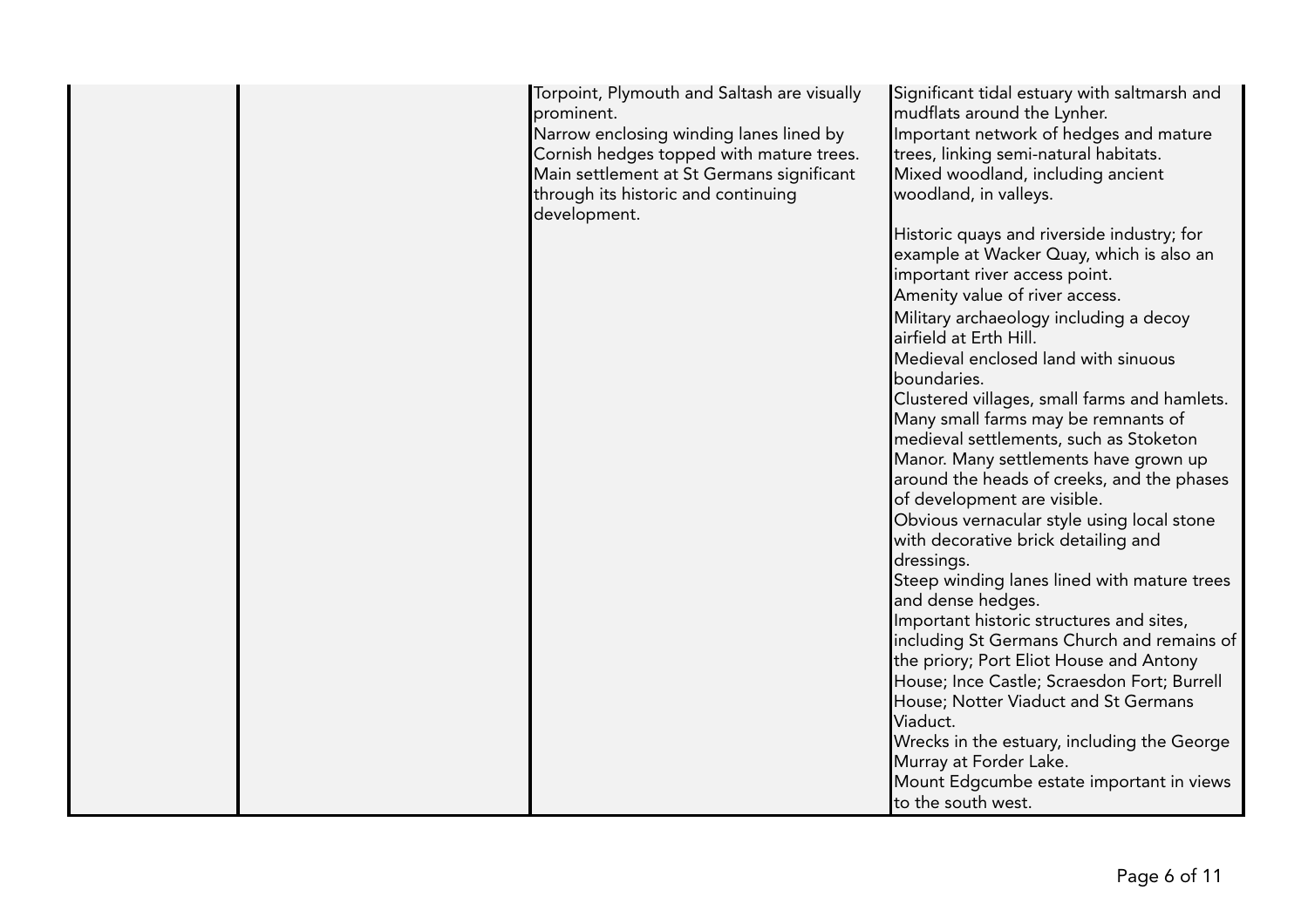| | | | |
|---|---|---|---|
| | | Torpoint, Plymouth and Saltash are visually prominent.<br>Narrow enclosing winding lanes lined by Cornish hedges topped with mature trees.<br>Main settlement at St Germans significant through its historic and continuing development. | Significant tidal estuary with saltmarsh and mudflats around the Lynher.<br>Important network of hedges and mature trees, linking semi-natural habitats.<br>Mixed woodland, including ancient woodland, in valleys.<br><br>Historic quays and riverside industry; for example at Wacker Quay, which is also an important river access point.<br>Amenity value of river access.<br>Military archaeology including a decoy airfield at Erth Hill.<br>Medieval enclosed land with sinuous boundaries.<br>Clustered villages, small farms and hamlets. Many small farms may be remnants of medieval settlements, such as Stoketon Manor. Many settlements have grown up around the heads of creeks, and the phases of development are visible.<br>Obvious vernacular style using local stone with decorative brick detailing and dressings.<br>Steep winding lanes lined with mature trees and dense hedges.<br>Important historic structures and sites, including St Germans Church and remains of the priory; Port Eliot House and Antony House; Ince Castle; Scraesdon Fort; Burrell House; Notter Viaduct and St Germans Viaduct.<br>Wrecks in the estuary, including the George Murray at Forder Lake.<br>Mount Edgcumbe estate important in views to the south west. |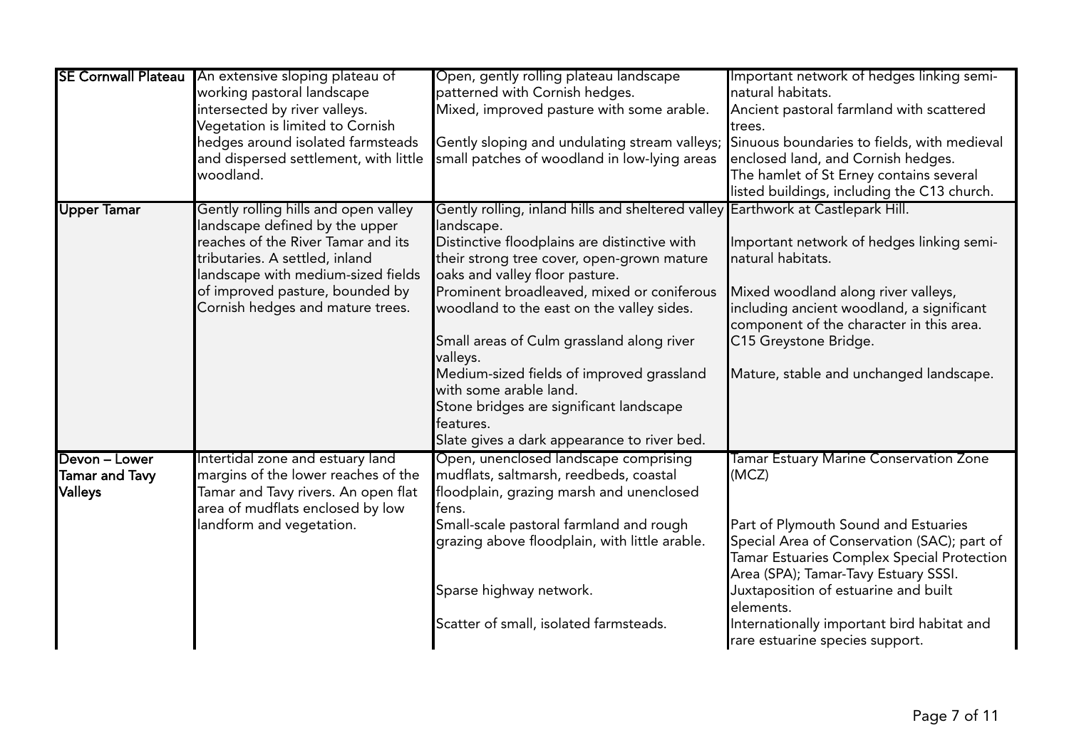| | | | |
|---|---|---|---|
| **SE Cornwall Plateau** | An extensive sloping plateau of working pastoral landscape intersected by river valleys. Vegetation is limited to Cornish hedges around isolated farmsteads and dispersed settlement, with little woodland. | Open, gently rolling plateau landscape patterned with Cornish hedges.<br>Mixed, improved pasture with some arable.<br><br>Gently sloping and undulating stream valleys; small patches of woodland in low-lying areas | Important network of hedges linking semi-natural habitats.<br>Ancient pastoral farmland with scattered trees.<br>Sinuous boundaries to fields, with medieval enclosed land, and Cornish hedges.<br>The hamlet of St Erney contains several listed buildings, including the C13 church. |
| **Upper Tamar** | Gently rolling hills and open valley landscape defined by the upper reaches of the River Tamar and its tributaries. A settled, inland landscape with medium-sized fields of improved pasture, bounded by Cornish hedges and mature trees. | Gently rolling, inland hills and sheltered valley landscape.<br>Distinctive floodplains are distinctive with their strong tree cover, open-grown mature oaks and valley floor pasture.<br>Prominent broadleaved, mixed or coniferous woodland to the east on the valley sides.<br><br>Small areas of Culm grassland along river valleys.<br>Medium-sized fields of improved grassland with some arable land.<br>Stone bridges are significant landscape features.<br>Slate gives a dark appearance to river bed. | Earthwork at Castlepark Hill.<br><br>Important network of hedges linking semi-natural habitats.<br><br>Mixed woodland along river valleys, including ancient woodland, a significant component of the character in this area.<br>C15 Greystone Bridge.<br><br>Mature, stable and unchanged landscape. |
| **Devon – Lower Tamar and Tavy Valleys** | Intertidal zone and estuary land margins of the lower reaches of the Tamar and Tavy rivers. An open flat area of mudflats enclosed by low landform and vegetation. | Open, unenclosed landscape comprising mudflats, saltmarsh, reedbeds, coastal floodplain, grazing marsh and unenclosed fens.<br>Small-scale pastoral farmland and rough grazing above floodplain, with little arable.<br><br>Sparse highway network.<br><br>Scatter of small, isolated farmsteads. | Tamar Estuary Marine Conservation Zone (MCZ)<br><br>Part of Plymouth Sound and Estuaries Special Area of Conservation (SAC); part of Tamar Estuaries Complex Special Protection Area (SPA); Tamar-Tavy Estuary SSSI.<br>Juxtaposition of estuarine and built elements.<br>Internationally important bird habitat and rare estuarine species support. |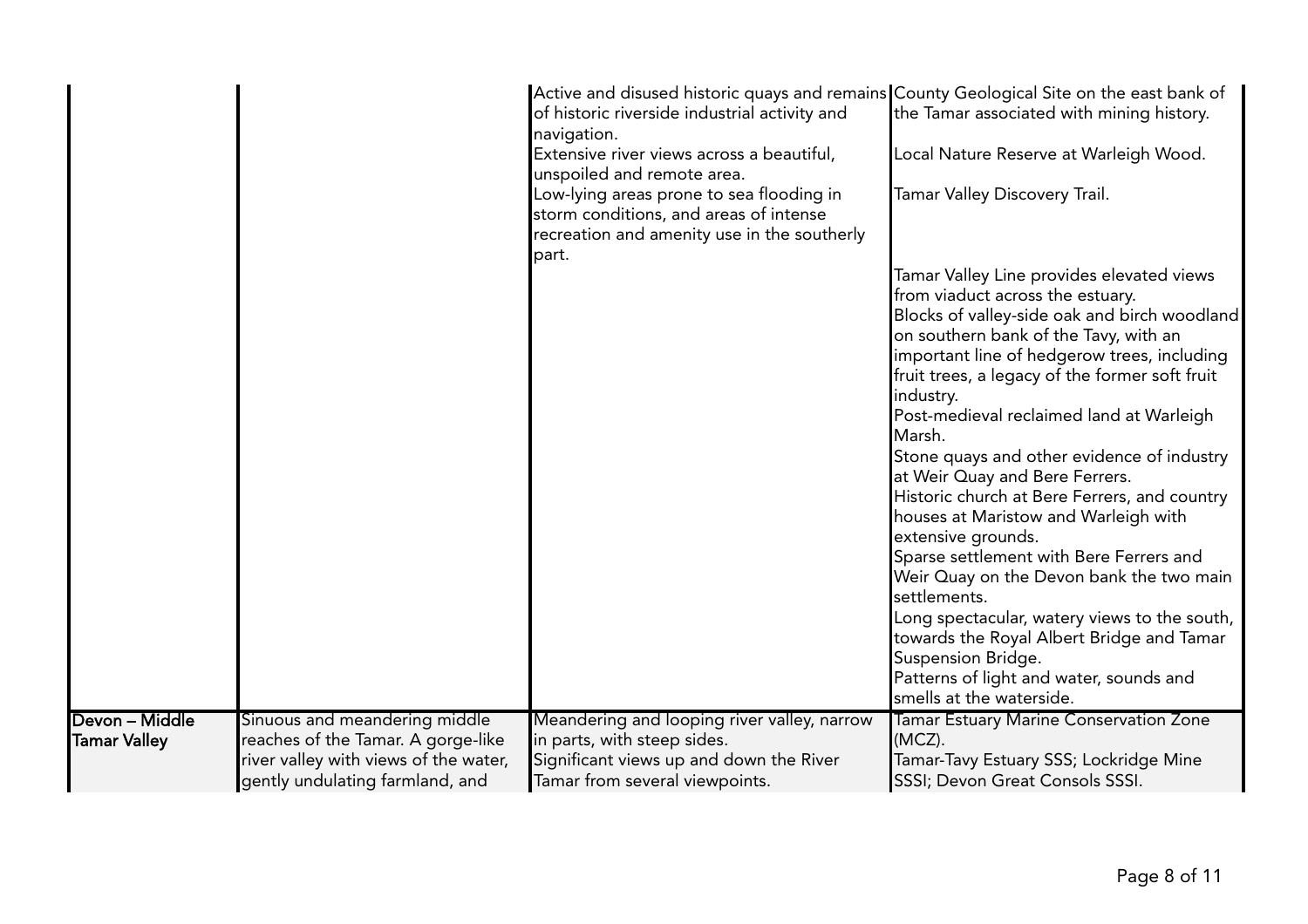| | | | |
|---|---|---|---|
| | | Active and disused historic quays and remains of historic riverside industrial activity and navigation.<br>Extensive river views across a beautiful, unspoiled and remote area.<br>Low-lying areas prone to sea flooding in storm conditions, and areas of intense recreation and amenity use in the southerly part. | County Geological Site on the east bank of the Tamar associated with mining history.<br><br>Local Nature Reserve at Warleigh Wood.<br><br>Tamar Valley Discovery Trail.<br><br>Tamar Valley Line provides elevated views from viaduct across the estuary.<br>Blocks of valley-side oak and birch woodland on southern bank of the Tavy, with an important line of hedgerow trees, including fruit trees, a legacy of the former soft fruit industry.<br>Post-medieval reclaimed land at Warleigh Marsh.<br>Stone quays and other evidence of industry at Weir Quay and Bere Ferrers.<br>Historic church at Bere Ferrers, and country houses at Maristow and Warleigh with extensive grounds.<br>Sparse settlement with Bere Ferrers and Weir Quay on the Devon bank the two main settlements.<br>Long spectacular, watery views to the south, towards the Royal Albert Bridge and Tamar Suspension Bridge.<br>Patterns of light and water, sounds and smells at the waterside. |
| **Devon – Middle Tamar Valley** | Sinuous and meandering middle reaches of the Tamar. A gorge-like river valley with views of the water, gently undulating farmland, and | Meandering and looping river valley, narrow in parts, with steep sides.<br>Significant views up and down the River Tamar from several viewpoints. | Tamar Estuary Marine Conservation Zone (MCZ).<br>Tamar-Tavy Estuary SSS; Lockridge Mine SSSI; Devon Great Consols SSSI. |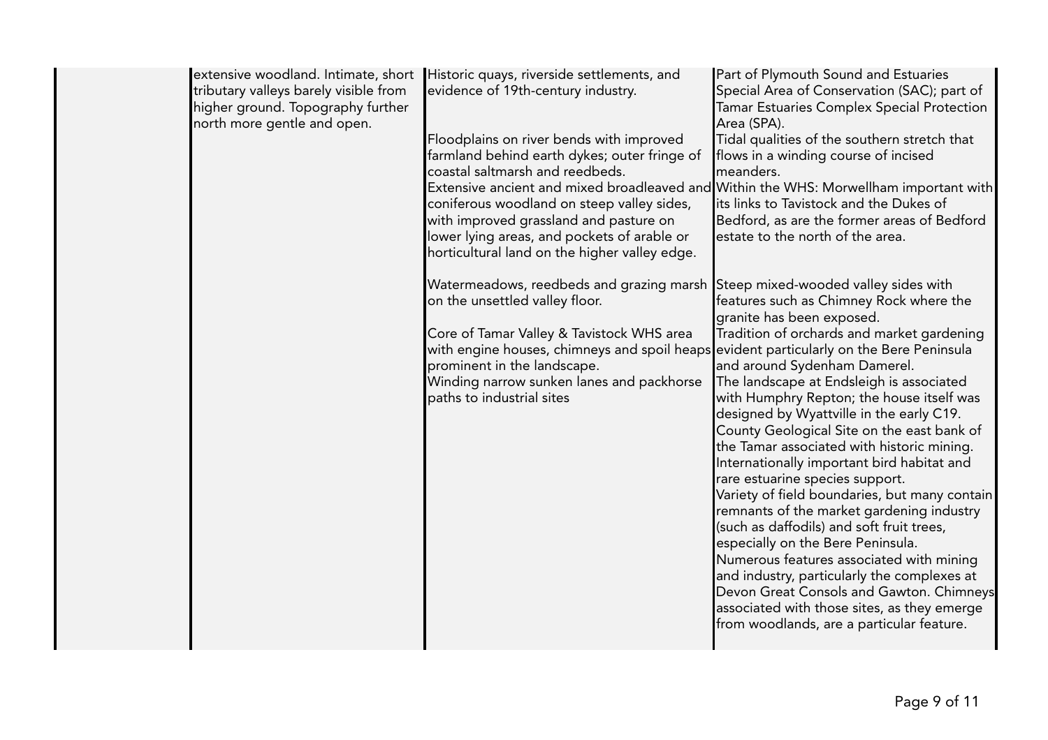| | | | |
|---|---|---|---|
| | extensive woodland. Intimate, short tributary valleys barely visible from higher ground. Topography further north more gentle and open. | Historic quays, riverside settlements, and evidence of 19th-century industry.<br><br>Floodplains on river bends with improved farmland behind earth dykes; outer fringe of coastal saltmarsh and reedbeds.<br>Extensive ancient and mixed broadleaved and coniferous woodland on steep valley sides, with improved grassland and pasture on lower lying areas, and pockets of arable or horticultural land on the higher valley edge.<br><br>Watermeadows, reedbeds and grazing marsh on the unsettled valley floor.<br><br>Core of Tamar Valley & Tavistock WHS area with engine houses, chimneys and spoil heaps prominent in the landscape.<br>Winding narrow sunken lanes and packhorse paths to industrial sites | Part of Plymouth Sound and Estuaries Special Area of Conservation (SAC); part of Tamar Estuaries Complex Special Protection Area (SPA).<br>Tidal qualities of the southern stretch that flows in a winding course of incised meanders.<br>Within the WHS: Morwellham important with its links to Tavistock and the Dukes of Bedford, as are the former areas of Bedford estate to the north of the area.<br><br>Steep mixed-wooded valley sides with features such as Chimney Rock where the granite has been exposed.<br>Tradition of orchards and market gardening evident particularly on the Bere Peninsula and around Sydenham Damerel.<br>The landscape at Endsleigh is associated with Humphry Repton; the house itself was designed by Wyattville in the early C19.<br>County Geological Site on the east bank of the Tamar associated with historic mining.<br>Internationally important bird habitat and rare estuarine species support.<br>Variety of field boundaries, but many contain remnants of the market gardening industry (such as daffodils) and soft fruit trees, especially on the Bere Peninsula.<br>Numerous features associated with mining and industry, particularly the complexes at Devon Great Consols and Gawton. Chimneys associated with those sites, as they emerge from woodlands, are a particular feature. |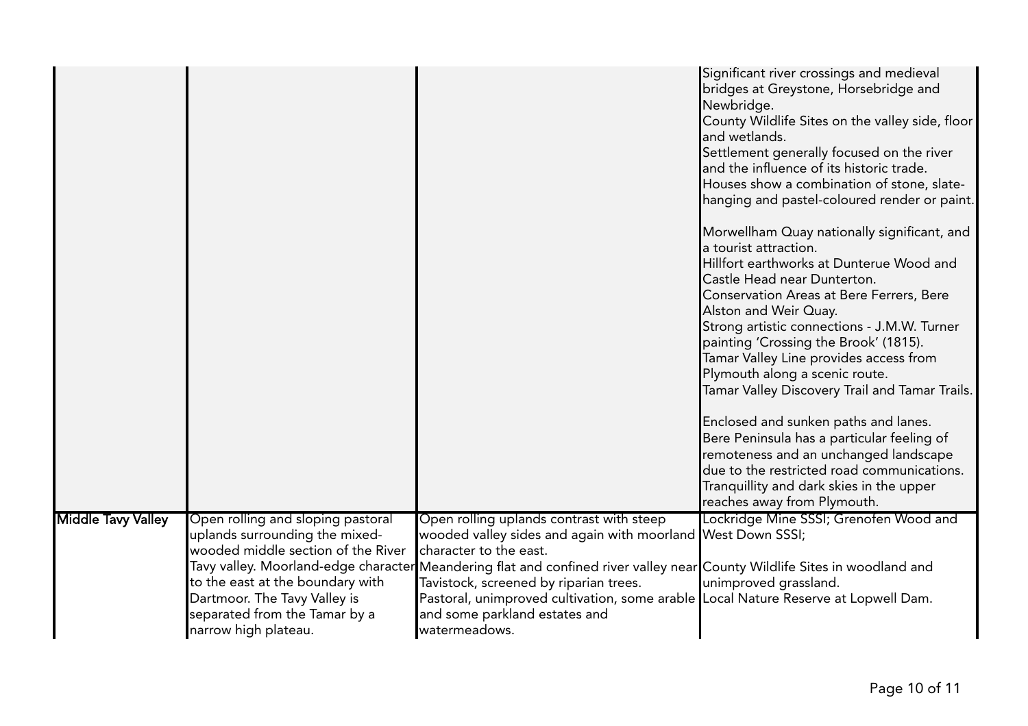| | | | |
|---|---|---|---|
| | | | Significant river crossings and medieval bridges at Greystone, Horsebridge and Newbridge.<br>County Wildlife Sites on the valley side, floor and wetlands.<br>Settlement generally focused on the river and the influence of its historic trade.<br>Houses show a combination of stone, slate-hanging and pastel-coloured render or paint.<br><br>Morwellham Quay nationally significant, and a tourist attraction.<br>Hillfort earthworks at Dunterue Wood and Castle Head near Dunterton.<br>Conservation Areas at Bere Ferrers, Bere Alston and Weir Quay.<br>Strong artistic connections - J.M.W. Turner painting 'Crossing the Brook' (1815).<br>Tamar Valley Line provides access from Plymouth along a scenic route.<br>Tamar Valley Discovery Trail and Tamar Trails.<br><br>Enclosed and sunken paths and lanes.<br>Bere Peninsula has a particular feeling of remoteness and an unchanged landscape due to the restricted road communications.<br>Tranquillity and dark skies in the upper reaches away from Plymouth. |
| **Middle Tavy Valley** | Open rolling and sloping pastoral uplands surrounding the mixed-wooded middle section of the River Tavy valley. Moorland-edge character to the east at the boundary with Dartmoor. The Tavy Valley is separated from the Tamar by a narrow high plateau. | Open rolling uplands contrast with steep wooded valley sides and again with moorland character to the east.<br>Meandering flat and confined river valley near Tavistock, screened by riparian trees.<br>Pastoral, unimproved cultivation, some arable and some parkland estates and watermeadows. | Lockridge Mine SSSI; Grenofen Wood and West Down SSSI;<br><br>County Wildlife Sites in woodland and unimproved grassland.<br>Local Nature Reserve at Lopwell Dam. |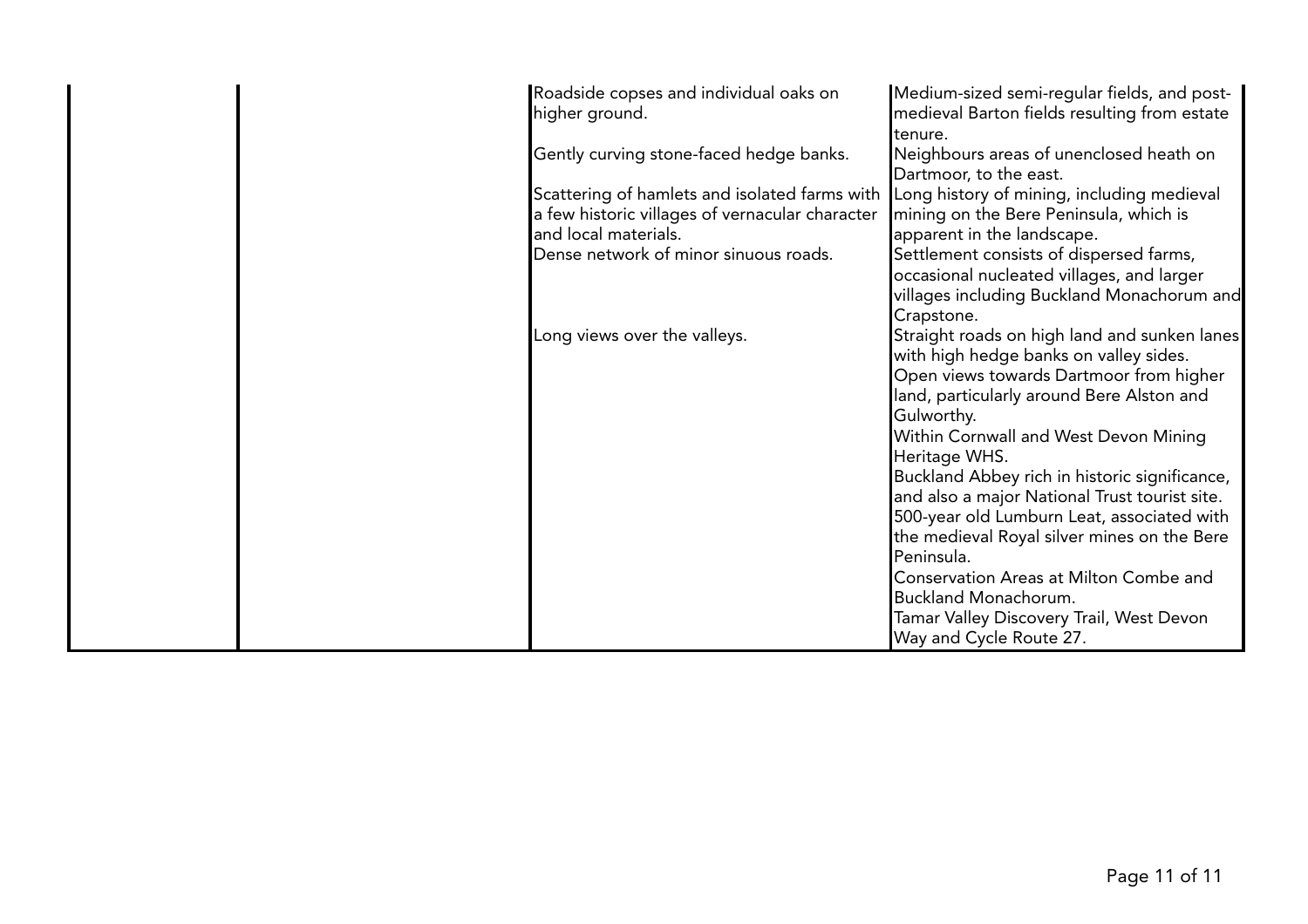| | | | |
|---|---|---|---|
| | | Roadside copses and individual oaks on higher ground. | Medium-sized semi-regular fields, and post-medieval Barton fields resulting from estate tenure. |
| | | Gently curving stone-faced hedge banks. | Neighbours areas of unenclosed heath on Dartmoor, to the east. |
| | | Scattering of hamlets and isolated farms with a few historic villages of vernacular character and local materials. | Long history of mining, including medieval mining on the Bere Peninsula, which is apparent in the landscape. |
| | | Dense network of minor sinuous roads. | Settlement consists of dispersed farms, occasional nucleated villages, and larger villages including Buckland Monachorum and Crapstone. |
| | | Long views over the valleys. | Straight roads on high land and sunken lanes with high hedge banks on valley sides. |
| | | | Open views towards Dartmoor from higher land, particularly around Bere Alston and Gulworthy. |
| | | | Within Cornwall and West Devon Mining Heritage WHS. |
| | | | Buckland Abbey rich in historic significance, and also a major National Trust tourist site. |
| | | | 500-year old Lumburn Leat, associated with the medieval Royal silver mines on the Bere Peninsula. |
| | | | Conservation Areas at Milton Combe and Buckland Monachorum. |
| | | | Tamar Valley Discovery Trail, West Devon Way and Cycle Route 27. |